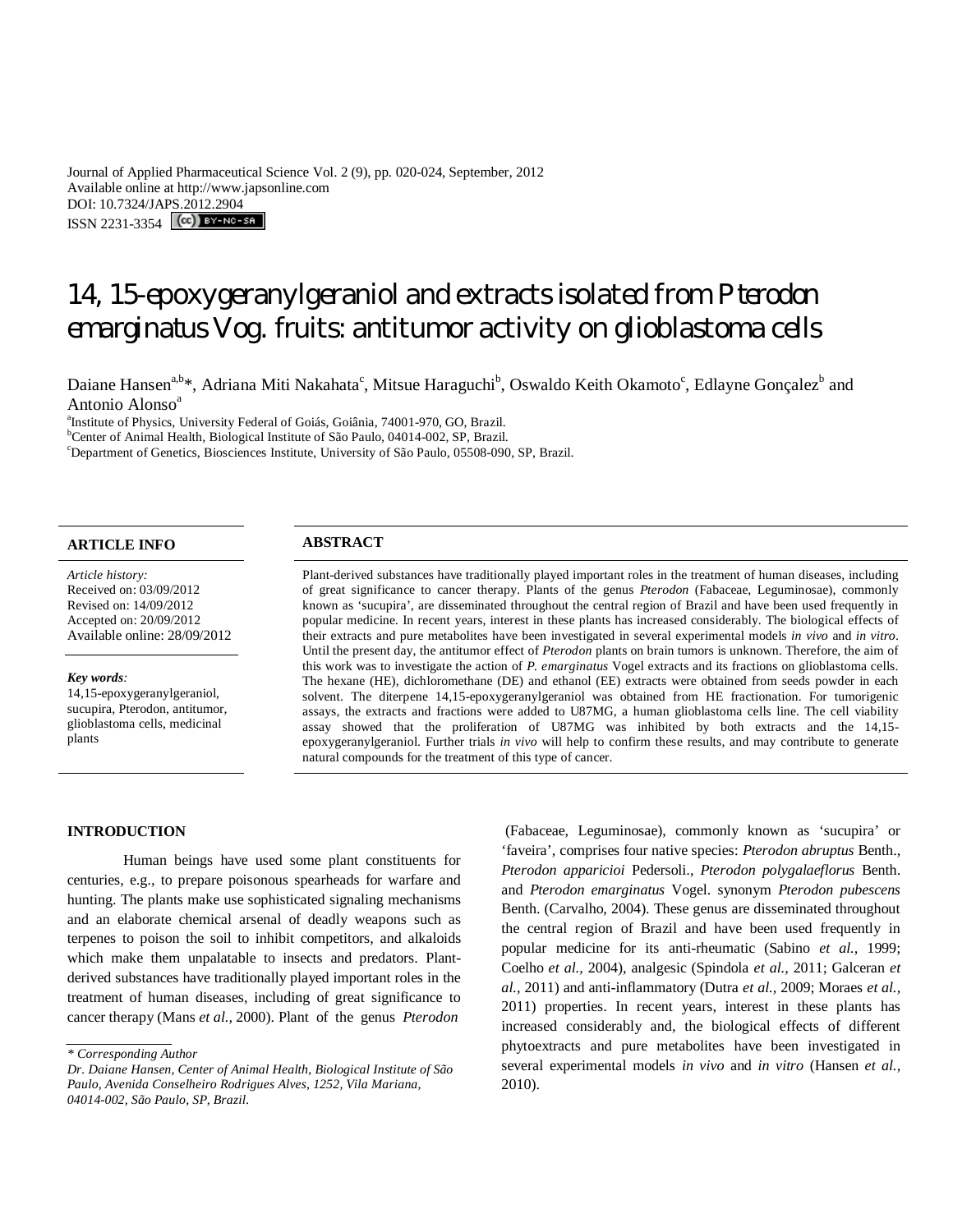# 14, 15-epoxygeranylgeraniol and extracts isolated from Pterodon emarginatus Vog. fruits: antitumor activity on glioblastoma cells

Daiane Hansen[a,b]*, Adriana Miti Nakahata[c], Mitsue Haraguchi[b], Oswaldo Keith Okamoto[c], Edlayne Gonçalez[b] and Antonio Alonso[a]

[a]Institute of Physics, University Federal of Goiás, Goiânia, 74001-970, GO, Brazil.
[b]Center of Animal Health, Biological Institute of São Paulo, 04014-002, SP, Brazil.
[c]Department of Genetics, Biosciences Institute, University of São Paulo, 05508-090, SP, Brazil.

**ARTICLE INFO**

*Article history:*
Received on: 03/09/2012
Revised on: 14/09/2012
Accepted on: 20/09/2012
Available online: 28/09/2012

***Key words****:*
14,15-epoxygeranylgeraniol, sucupira, Pterodon, antitumor, glioblastoma cells, medicinal plants

**ABSTRACT**

Plant-derived substances have traditionally played important roles in the treatment of human diseases, including of great significance to cancer therapy. Plants of the genus *Pterodon* (Fabaceae, Leguminosae), commonly known as 'sucupira', are disseminated throughout the central region of Brazil and have been used frequently in popular medicine. In recent years, interest in these plants has increased considerably. The biological effects of their extracts and pure metabolites have been investigated in several experimental models *in vivo* and *in vitro*. Until the present day, the antitumor effect of *Pterodon* plants on brain tumors is unknown. Therefore, the aim of this work was to investigate the action of *P. emarginatus* Vogel extracts and its fractions on glioblastoma cells. The hexane (HE), dichloromethane (DE) and ethanol (EE) extracts were obtained from seeds powder in each solvent. The diterpene 14,15-epoxygeranylgeraniol was obtained from HE fractionation. For tumorigenic assays, the extracts and fractions were added to U87MG, a human glioblastoma cells line. The cell viability assay showed that the proliferation of U87MG was inhibited by both extracts and the 14,15-epoxygeranylgeraniol. Further trials *in vivo* will help to confirm these results, and may contribute to generate natural compounds for the treatment of this type of cancer.

## INTRODUCTION

Human beings have used some plant constituents for centuries, e.g., to prepare poisonous spearheads for warfare and hunting. The plants make use sophisticated signaling mechanisms and an elaborate chemical arsenal of deadly weapons such as terpenes to poison the soil to inhibit competitors, and alkaloids which make them unpalatable to insects and predators. Plant-derived substances have traditionally played important roles in the treatment of human diseases, including of great significance to cancer therapy (Mans *et al.,* 2000). Plant of the genus *Pterodon* (Fabaceae, Leguminosae), commonly known as 'sucupira' or 'faveira', comprises four native species: *Pterodon abruptus* Benth., *Pterodon apparicioi* Pedersoli., *Pterodon polygalaeflorus* Benth. and *Pterodon emarginatus* Vogel. synonym *Pterodon pubescens* Benth. (Carvalho, 2004). These genus are disseminated throughout the central region of Brazil and have been used frequently in popular medicine for its anti-rheumatic (Sabino *et al.,* 1999; Coelho *et al.,* 2004), analgesic (Spindola *et al.,* 2011; Galceran *et al.,* 2011) and anti-inflammatory (Dutra *et al.,* 2009; Moraes *et al.,* 2011) properties. In recent years, interest in these plants has increased considerably and, the biological effects of different phytoextracts and pure metabolites have been investigated in several experimental models *in vivo* and *in vitro* (Hansen *et al.,* 2010).

*\* Corresponding Author*
*Dr. Daiane Hansen, Center of Animal Health, Biological Institute of São Paulo, Avenida Conselheiro Rodrigues Alves, 1252, Vila Mariana, 04014-002, São Paulo, SP, Brazil.*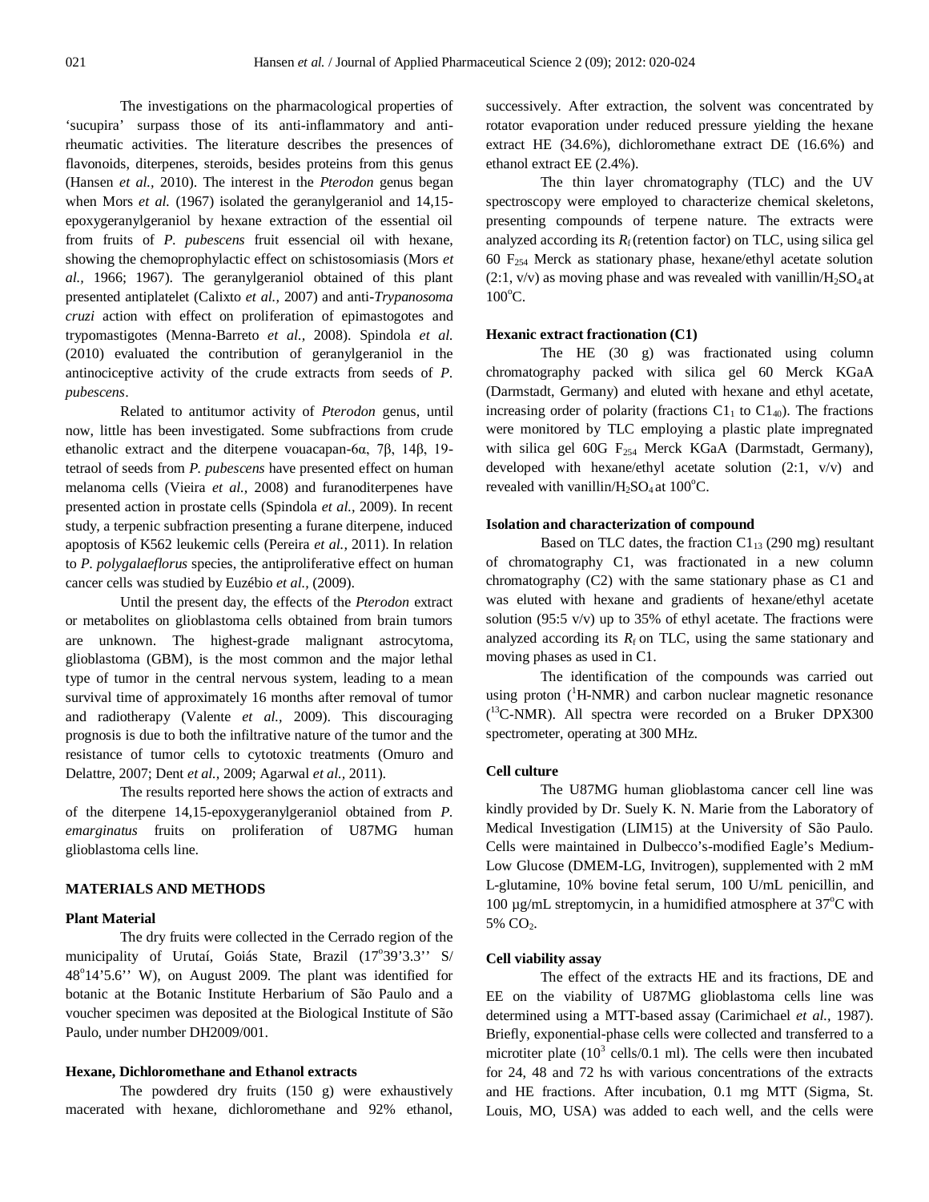The investigations on the pharmacological properties of 'sucupira' surpass those of its anti-inflammatory and anti-rheumatic activities. The literature describes the presences of flavonoids, diterpenes, steroids, besides proteins from this genus (Hansen *et al.,* 2010). The interest in the *Pterodon* genus began when Mors *et al.* (1967) isolated the geranylgeraniol and 14,15-epoxygeranylgeraniol by hexane extraction of the essential oil from fruits of *P. pubescens* fruit essencial oil with hexane, showing the chemoprophylactic effect on schistosomiasis (Mors *et al.,* 1966; 1967). The geranylgeraniol obtained of this plant presented antiplatelet (Calixto *et al.,* 2007) and anti-*Trypanosoma cruzi* action with effect on proliferation of epimastogotes and trypomastigotes (Menna-Barreto *et al.,* 2008). Spindola *et al.* (2010) evaluated the contribution of geranylgeraniol in the antinociceptive activity of the crude extracts from seeds of *P. pubescens*.

Related to antitumor activity of *Pterodon* genus, until now, little has been investigated. Some subfractions from crude ethanolic extract and the diterpene vouacapan-6α, 7β, 14β, 19-tetraol of seeds from *P. pubescens* have presented effect on human melanoma cells (Vieira *et al.,* 2008) and furanoditerpenes have presented action in prostate cells (Spindola *et al.,* 2009). In recent study, a terpenic subfraction presenting a furane diterpene, induced apoptosis of K562 leukemic cells (Pereira *et al.,* 2011). In relation to *P. polygalaeflorus* species, the antiproliferative effect on human cancer cells was studied by Euzébio *et al.,* (2009).

Until the present day, the effects of the *Pterodon* extract or metabolites on glioblastoma cells obtained from brain tumors are unknown. The highest-grade malignant astrocytoma, glioblastoma (GBM), is the most common and the major lethal type of tumor in the central nervous system, leading to a mean survival time of approximately 16 months after removal of tumor and radiotherapy (Valente *et al.,* 2009). This discouraging prognosis is due to both the infiltrative nature of the tumor and the resistance of tumor cells to cytotoxic treatments (Omuro and Delattre, 2007; Dent *et al.,* 2009; Agarwal *et al.,* 2011).

The results reported here shows the action of extracts and of the diterpene 14,15-epoxygeranylgeraniol obtained from *P. emarginatus* fruits on proliferation of U87MG human glioblastoma cells line.

## MATERIALS AND METHODS

### Plant Material

The dry fruits were collected in the Cerrado region of the municipality of Urutaí, Goiás State, Brazil (17°39'3.3'' S/ 48°14'5.6'' W), on August 2009. The plant was identified for botanic at the Botanic Institute Herbarium of São Paulo and a voucher specimen was deposited at the Biological Institute of São Paulo, under number DH2009/001.

### Hexane, Dichloromethane and Ethanol extracts

The powdered dry fruits (150 g) were exhaustively macerated with hexane, dichloromethane and 92% ethanol, successively. After extraction, the solvent was concentrated by rotator evaporation under reduced pressure yielding the hexane extract HE (34.6%), dichloromethane extract DE (16.6%) and ethanol extract EE (2.4%).

The thin layer chromatography (TLC) and the UV spectroscopy were employed to characterize chemical skeletons, presenting compounds of terpene nature. The extracts were analyzed according its $R_f$ (retention factor) on TLC, using silica gel 60 $F_{254}$ Merck as stationary phase, hexane/ethyl acetate solution (2:1, v/v) as moving phase and was revealed with vanillin/$H_2SO_4$ at 100°C.

### Hexanic extract fractionation (C1)

The HE (30 g) was fractionated using column chromatography packed with silica gel 60 Merck KGaA (Darmstadt, Germany) and eluted with hexane and ethyl acetate, increasing order of polarity (fractions $C1_1$ to $C1_{40}$). The fractions were monitored by TLC employing a plastic plate impregnated with silica gel 60G $F_{254}$ Merck KGaA (Darmstadt, Germany), developed with hexane/ethyl acetate solution (2:1, v/v) and revealed with vanillin/$H_2SO_4$ at 100°C.

### Isolation and characterization of compound

Based on TLC dates, the fraction $C1_{13}$ (290 mg) resultant of chromatography C1, was fractionated in a new column chromatography (C2) with the same stationary phase as C1 and was eluted with hexane and gradients of hexane/ethyl acetate solution (95:5 v/v) up to 35% of ethyl acetate. The fractions were analyzed according its $R_f$ on TLC, using the same stationary and moving phases as used in C1.

The identification of the compounds was carried out using proton ($^1$H-NMR) and carbon nuclear magnetic resonance ($^{13}$C-NMR). All spectra were recorded on a Bruker DPX300 spectrometer, operating at 300 MHz.

### Cell culture

The U87MG human glioblastoma cancer cell line was kindly provided by Dr. Suely K. N. Marie from the Laboratory of Medical Investigation (LIM15) at the University of São Paulo. Cells were maintained in Dulbecco's-modified Eagle's Medium-Low Glucose (DMEM-LG, Invitrogen), supplemented with 2 mM L-glutamine, 10% bovine fetal serum, 100 U/mL penicillin, and 100 µg/mL streptomycin, in a humidified atmosphere at 37°C with 5% $CO_2$.

### Cell viability assay

The effect of the extracts HE and its fractions, DE and EE on the viability of U87MG glioblastoma cells line was determined using a MTT-based assay (Carimichael *et al.,* 1987). Briefly, exponential-phase cells were collected and transferred to a microtiter plate ($10^3$ cells/0.1 ml). The cells were then incubated for 24, 48 and 72 hs with various concentrations of the extracts and HE fractions. After incubation, 0.1 mg MTT (Sigma, St. Louis, MO, USA) was added to each well, and the cells were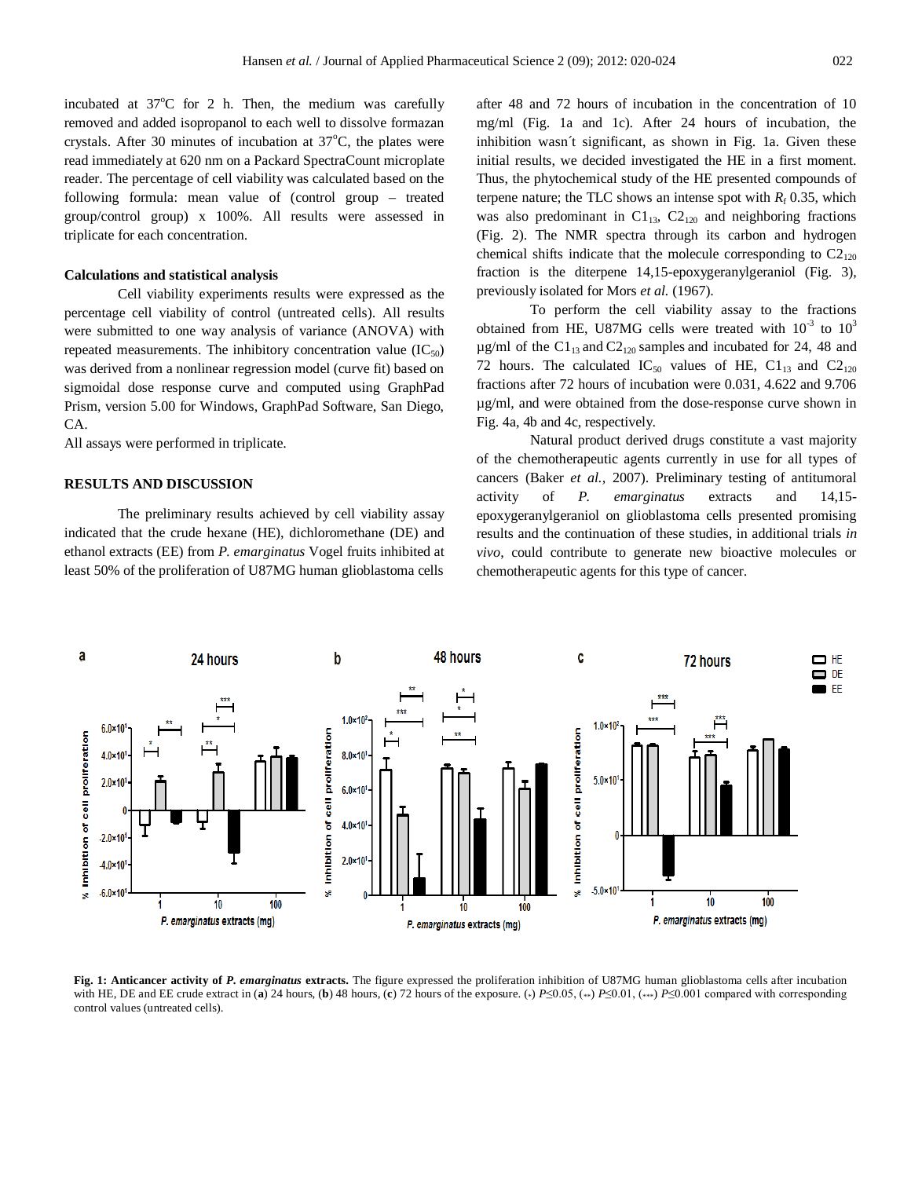incubated at 37°C for 2 h. Then, the medium was carefully removed and added isopropanol to each well to dissolve formazan crystals. After 30 minutes of incubation at 37°C, the plates were read immediately at 620 nm on a Packard SpectraCount microplate reader. The percentage of cell viability was calculated based on the following formula: mean value of (control group – treated group/control group) x 100%. All results were assessed in triplicate for each concentration.

### Calculations and statistical analysis

Cell viability experiments results were expressed as the percentage cell viability of control (untreated cells). All results were submitted to one way analysis of variance (ANOVA) with repeated measurements. The inhibitory concentration value ($IC_{50}$) was derived from a nonlinear regression model (curve fit) based on sigmoidal dose response curve and computed using GraphPad Prism, version 5.00 for Windows, GraphPad Software, San Diego, CA.

All assays were performed in triplicate.

## RESULTS AND DISCUSSION

The preliminary results achieved by cell viability assay indicated that the crude hexane (HE), dichloromethane (DE) and ethanol extracts (EE) from *P. emarginatus* Vogel fruits inhibited at least 50% of the proliferation of U87MG human glioblastoma cells after 48 and 72 hours of incubation in the concentration of 10 mg/ml (Fig. 1a and 1c). After 24 hours of incubation, the inhibition wasn´t significant, as shown in Fig. 1a. Given these initial results, we decided investigated the HE in a first moment. Thus, the phytochemical study of the HE presented compounds of terpene nature; the TLC shows an intense spot with $R_f$ 0.35, which was also predominant in $C1_{13}$, $C2_{120}$ and neighboring fractions (Fig. 2). The NMR spectra through its carbon and hydrogen chemical shifts indicate that the molecule corresponding to $C2_{120}$ fraction is the diterpene 14,15-epoxygeranylgeraniol (Fig. 3), previously isolated for Mors *et al.* (1967).

To perform the cell viability assay to the fractions obtained from HE, U87MG cells were treated with $10^{-3}$ to $10^{3}$ µg/ml of the $C1_{13}$ and $C2_{120}$ samples and incubated for 24, 48 and 72 hours. The calculated $IC_{50}$ values of HE, $C1_{13}$ and $C2_{120}$ fractions after 72 hours of incubation were 0.031, 4.622 and 9.706 µg/ml, and were obtained from the dose-response curve shown in Fig. 4a, 4b and 4c, respectively.

Natural product derived drugs constitute a vast majority of the chemotherapeutic agents currently in use for all types of cancers (Baker *et al.*, 2007). Preliminary testing of antitumoral activity of *P. emarginatus* extracts and 14,15-epoxygeranylgeraniol on glioblastoma cells presented promising results and the continuation of these studies, in additional trials *in vivo*, could contribute to generate new bioactive molecules or chemotherapeutic agents for this type of cancer.

**Fig. 1: Anticancer activity of *P. emarginatus* extracts.** The figure expressed the proliferation inhibition of U87MG human glioblastoma cells after incubation with HE, DE and EE crude extract in (**a**) 24 hours, (**b**) 48 hours, (**c**) 72 hours of the exposure. (*) $P \leq 0.05$, (**) $P \leq 0.01$, (***) $P \leq 0.001$ compared with corresponding control values (untreated cells).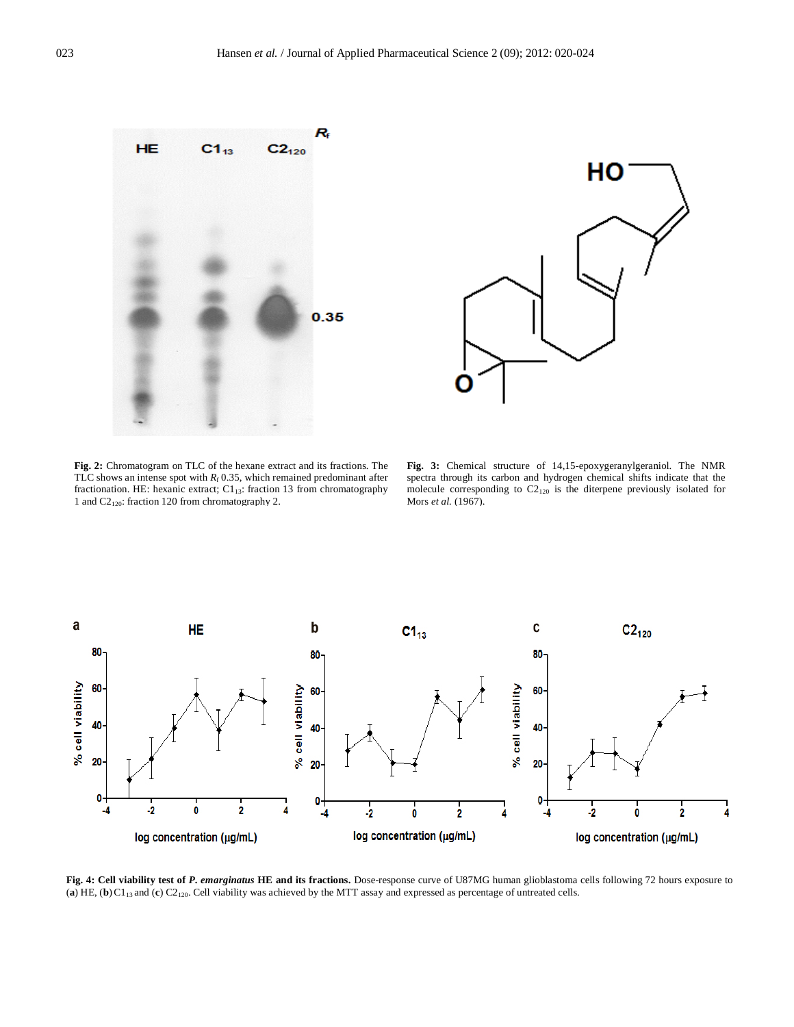**Fig. 2:** Chromatogram on TLC of the hexane extract and its fractions. The TLC shows an intense spot with $R_f$ 0.35, which remained predominant after fractionation. HE: hexanic extract; $C1_{13}$: fraction 13 from chromatography 1 and $C2_{120}$: fraction 120 from chromatography 2.

**Fig. 3:** Chemical structure of 14,15-epoxygeranylgeraniol. The NMR spectra through its carbon and hydrogen chemical shifts indicate that the molecule corresponding to $C2_{120}$ is the diterpene previously isolated for Mors *et al.* (1967).

**Fig. 4: Cell viability test of *P. emarginatus* HE and its fractions.** Dose-response curve of U87MG human glioblastoma cells following 72 hours exposure to (**a**) HE, (**b**) $C1_{13}$ and (**c**) $C2_{120}$. Cell viability was achieved by the MTT assay and expressed as percentage of untreated cells.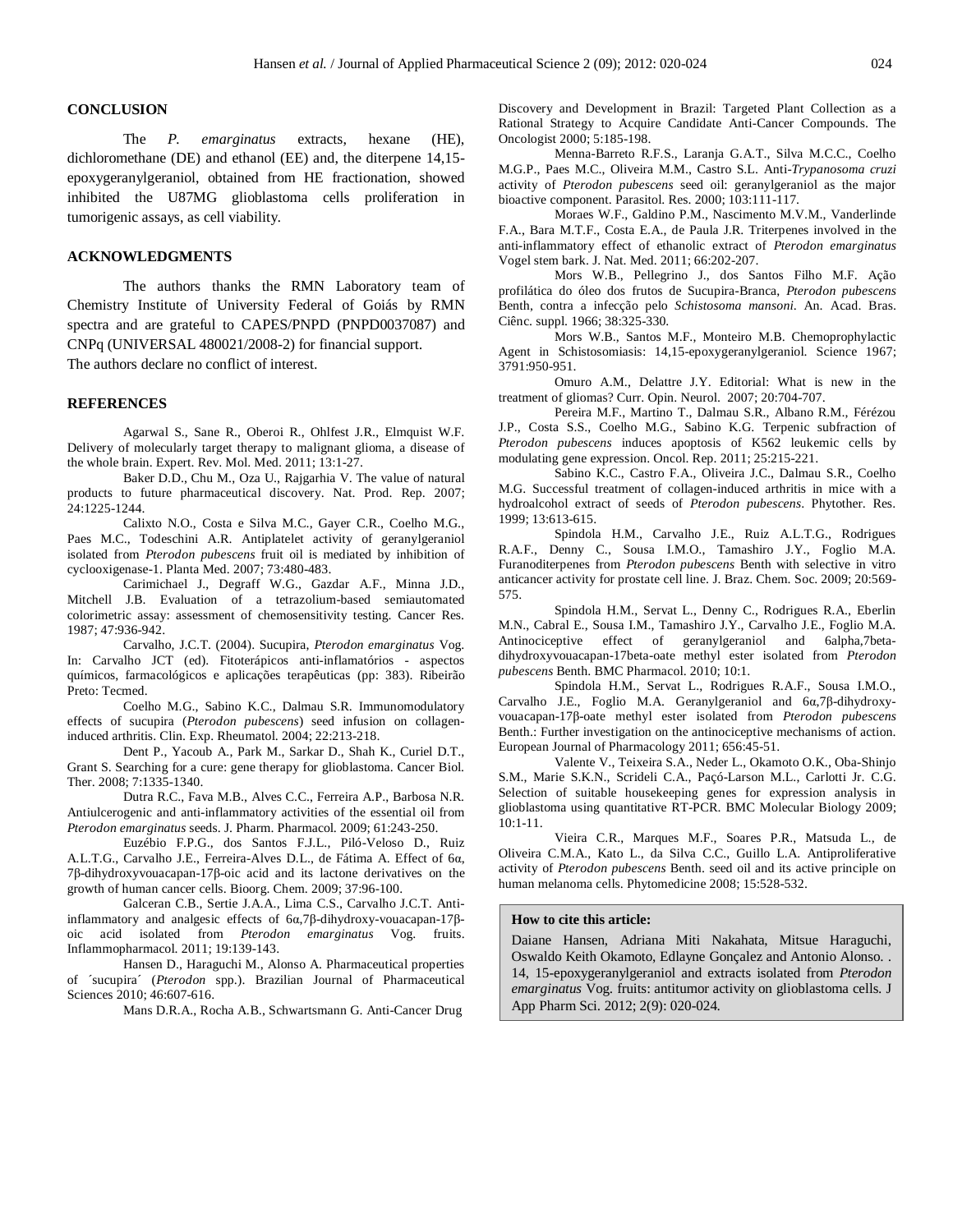## CONCLUSION

The *P. emarginatus* extracts, hexane (HE), dichloromethane (DE) and ethanol (EE) and, the diterpene 14,15-epoxygeranylgeraniol, obtained from HE fractionation, showed inhibited the U87MG glioblastoma cells proliferation in tumorigenic assays, as cell viability.

## ACKNOWLEDGMENTS

The authors thanks the RMN Laboratory team of Chemistry Institute of University Federal of Goiás by RMN spectra and are grateful to CAPES/PNPD (PNPD0037087) and CNPq (UNIVERSAL 480021/2008-2) for financial support.
The authors declare no conflict of interest.

## REFERENCES

Agarwal S., Sane R., Oberoi R., Ohlfest J.R., Elmquist W.F. Delivery of molecularly target therapy to malignant glioma, a disease of the whole brain. Expert. Rev. Mol. Med. 2011; 13:1-27.

Baker D.D., Chu M., Oza U., Rajgarhia V. The value of natural products to future pharmaceutical discovery. Nat. Prod. Rep. 2007; 24:1225-1244.

Calixto N.O., Costa e Silva M.C., Gayer C.R., Coelho M.G., Paes M.C., Todeschini A.R. Antiplatelet activity of geranylgeraniol isolated from *Pterodon pubescens* fruit oil is mediated by inhibition of cyclooxigenase-1. Planta Med. 2007; 73:480-483.

Carimichael J., Degraff W.G., Gazdar A.F., Minna J.D., Mitchell J.B. Evaluation of a tetrazolium-based semiautomated colorimetric assay: assessment of chemosensitivity testing. Cancer Res. 1987; 47:936-942.

Carvalho, J.C.T. (2004). Sucupira, *Pterodon emarginatus* Vog. In: Carvalho JCT (ed). Fitoterápicos anti-inflamatórios - aspectos químicos, farmacológicos e aplicações terapêuticas (pp: 383). Ribeirão Preto: Tecmed.

Coelho M.G., Sabino K.C., Dalmau S.R. Immunomodulatory effects of sucupira (*Pterodon pubescens*) seed infusion on collagen-induced arthritis. Clin. Exp. Rheumatol. 2004; 22:213-218.

Dent P., Yacoub A., Park M., Sarkar D., Shah K., Curiel D.T., Grant S. Searching for a cure: gene therapy for glioblastoma. Cancer Biol. Ther. 2008; 7:1335-1340.

Dutra R.C., Fava M.B., Alves C.C., Ferreira A.P., Barbosa N.R. Antiulcerogenic and anti-inflammatory activities of the essential oil from *Pterodon emarginatus* seeds. J. Pharm. Pharmacol. 2009; 61:243-250.

Euzébio F.P.G., dos Santos F.J.L., Piló-Veloso D., Ruiz A.L.T.G., Carvalho J.E., Ferreira-Alves D.L., de Fátima A. Effect of 6α, 7β-dihydroxyvouacapan-17β-oic acid and its lactone derivatives on the growth of human cancer cells. Bioorg. Chem. 2009; 37:96-100.

Galceran C.B., Sertie J.A.A., Lima C.S., Carvalho J.C.T. Anti-inflammatory and analgesic effects of 6α,7β-dihydroxy-vouacapan-17β-oic acid isolated from *Pterodon emarginatus* Vog. fruits. Inflammopharmacol. 2011; 19:139-143.

Hansen D., Haraguchi M., Alonso A. Pharmaceutical properties of ´sucupira´ (*Pterodon* spp.). Brazilian Journal of Pharmaceutical Sciences 2010; 46:607-616.

Mans D.R.A., Rocha A.B., Schwartsmann G. Anti-Cancer Drug Discovery and Development in Brazil: Targeted Plant Collection as a Rational Strategy to Acquire Candidate Anti-Cancer Compounds. The Oncologist 2000; 5:185-198.

Menna-Barreto R.F.S., Laranja G.A.T., Silva M.C.C., Coelho M.G.P., Paes M.C., Oliveira M.M., Castro S.L. Anti-*Trypanosoma cruzi* activity of *Pterodon pubescens* seed oil: geranylgeraniol as the major bioactive component. Parasitol. Res. 2000; 103:111-117.

Moraes W.F., Galdino P.M., Nascimento M.V.M., Vanderlinde F.A., Bara M.T.F., Costa E.A., de Paula J.R. Triterpenes involved in the anti-inflammatory effect of ethanolic extract of *Pterodon emarginatus* Vogel stem bark. J. Nat. Med. 2011; 66:202-207.

Mors W.B., Pellegrino J., dos Santos Filho M.F. Ação profilática do óleo dos frutos de Sucupira-Branca, *Pterodon pubescens* Benth, contra a infecção pelo *Schistosoma mansoni*. An. Acad. Bras. Ciênc. suppl. 1966; 38:325-330.

Mors W.B., Santos M.F., Monteiro M.B. Chemoprophylactic Agent in Schistosomiasis: 14,15-epoxygeranylgeraniol. Science 1967; 3791:950-951.

Omuro A.M., Delattre J.Y. Editorial: What is new in the treatment of gliomas? Curr. Opin. Neurol. 2007; 20:704-707.

Pereira M.F., Martino T., Dalmau S.R., Albano R.M., Férézou J.P., Costa S.S., Coelho M.G., Sabino K.G. Terpenic subfraction of *Pterodon pubescens* induces apoptosis of K562 leukemic cells by modulating gene expression. Oncol. Rep. 2011; 25:215-221.

Sabino K.C., Castro F.A., Oliveira J.C., Dalmau S.R., Coelho M.G. Successful treatment of collagen-induced arthritis in mice with a hydroalcohol extract of seeds of *Pterodon pubescens*. Phytother. Res. 1999; 13:613-615.

Spindola H.M., Carvalho J.E., Ruiz A.L.T.G., Rodrigues R.A.F., Denny C., Sousa I.M.O., Tamashiro J.Y., Foglio M.A. Furanoditerpenes from *Pterodon pubescens* Benth with selective in vitro anticancer activity for prostate cell line. J. Braz. Chem. Soc. 2009; 20:569-575.

Spindola H.M., Servat L., Denny C., Rodrigues R.A., Eberlin M.N., Cabral E., Sousa I.M., Tamashiro J.Y., Carvalho J.E., Foglio M.A. Antinociceptive effect of geranylgeraniol and 6alpha,7beta-dihydroxyvouacapan-17beta-oate methyl ester isolated from *Pterodon pubescens* Benth. BMC Pharmacol. 2010; 10:1.

Spindola H.M., Servat L., Rodrigues R.A.F., Sousa I.M.O., Carvalho J.E., Foglio M.A. Geranylgeraniol and 6α,7β-dihydroxy-vouacapan-17β-oate methyl ester isolated from *Pterodon pubescens* Benth.: Further investigation on the antinociceptive mechanisms of action. European Journal of Pharmacology 2011; 656:45-51.

Valente V., Teixeira S.A., Neder L., Okamoto O.K., Oba-Shinjo S.M., Marie S.K.N., Scrideli C.A., Paçó-Larson M.L., Carlotti Jr. C.G. Selection of suitable housekeeping genes for expression analysis in glioblastoma using quantitative RT-PCR. BMC Molecular Biology 2009; 10:1-11.

Vieira C.R., Marques M.F., Soares P.R., Matsuda L., de Oliveira C.M.A., Kato L., da Silva C.C., Guillo L.A. Antiproliferative activity of *Pterodon pubescens* Benth. seed oil and its active principle on human melanoma cells. Phytomedicine 2008; 15:528-532.

**How to cite this article:**

Daiane Hansen, Adriana Miti Nakahata, Mitsue Haraguchi, Oswaldo Keith Okamoto, Edlayne Gonçalez and Antonio Alonso. . 14, 15-epoxygeranylgeraniol and extracts isolated from *Pterodon emarginatus* Vog. fruits: antitumor activity on glioblastoma cells. J App Pharm Sci. 2012; 2(9): 020-024.